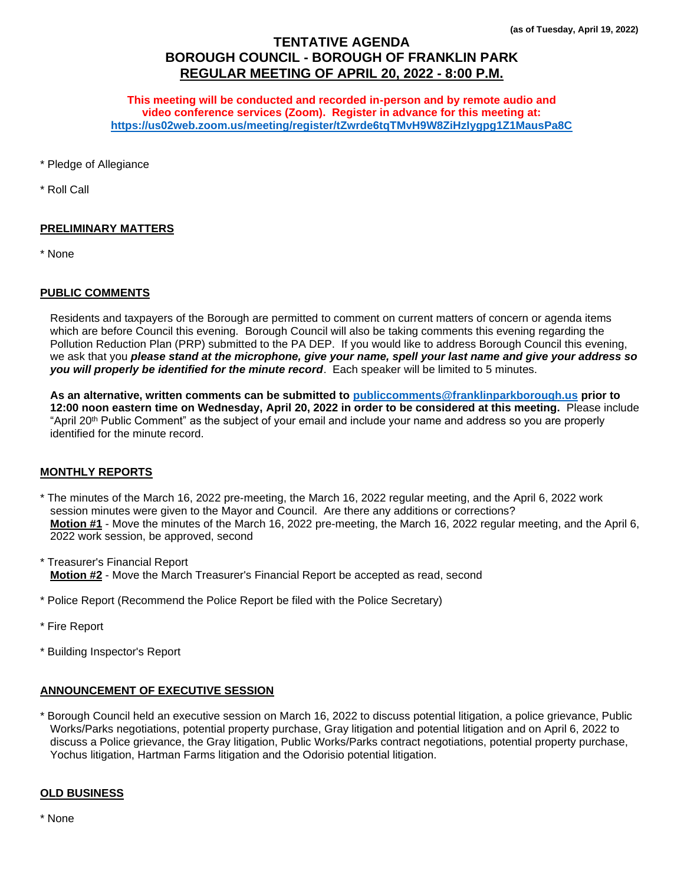(as of Tuesday, April 19, 2022)

# TENTATIVE AGENDA
# BOROUGH COUNCIL - BOROUGH OF FRANKLIN PARK
# REGULAR MEETING OF APRIL 20, 2022 - 8:00 P.M.

**This meeting will be conducted and recorded in-person and by remote audio and video conference services (Zoom). Register in advance for this meeting at: https://us02web.zoom.us/meeting/register/tZwrde6tqTMvH9W8ZiHzIygpg1Z1MausPa8C**

* Pledge of Allegiance

* Roll Call

## PRELIMINARY MATTERS

* None

## PUBLIC COMMENTS

Residents and taxpayers of the Borough are permitted to comment on current matters of concern or agenda items which are before Council this evening. Borough Council will also be taking comments this evening regarding the Pollution Reduction Plan (PRP) submitted to the PA DEP. If you would like to address Borough Council this evening, we ask that you ***please stand at the microphone, give your name, spell your last name and give your address so you will properly be identified for the minute record***. Each speaker will be limited to 5 minutes.

**As an alternative, written comments can be submitted to publiccomments@franklinparkborough.us prior to 12:00 noon eastern time on Wednesday, April 20, 2022 in order to be considered at this meeting.** Please include "April 20th Public Comment" as the subject of your email and include your name and address so you are properly identified for the minute record.

## MONTHLY REPORTS

* The minutes of the March 16, 2022 pre-meeting, the March 16, 2022 regular meeting, and the April 6, 2022 work session minutes were given to the Mayor and Council. Are there any additions or corrections?
  **Motion #1** - Move the minutes of the March 16, 2022 pre-meeting, the March 16, 2022 regular meeting, and the April 6, 2022 work session, be approved, second

* Treasurer's Financial Report
  **Motion #2** - Move the March Treasurer's Financial Report be accepted as read, second

* Police Report (Recommend the Police Report be filed with the Police Secretary)

* Fire Report

* Building Inspector's Report

## ANNOUNCEMENT OF EXECUTIVE SESSION

* Borough Council held an executive session on March 16, 2022 to discuss potential litigation, a police grievance, Public Works/Parks negotiations, potential property purchase, Gray litigation and potential litigation and on April 6, 2022 to discuss a Police grievance, the Gray litigation, Public Works/Parks contract negotiations, potential property purchase, Yochus litigation, Hartman Farms litigation and the Odorisio potential litigation.

## OLD BUSINESS

* None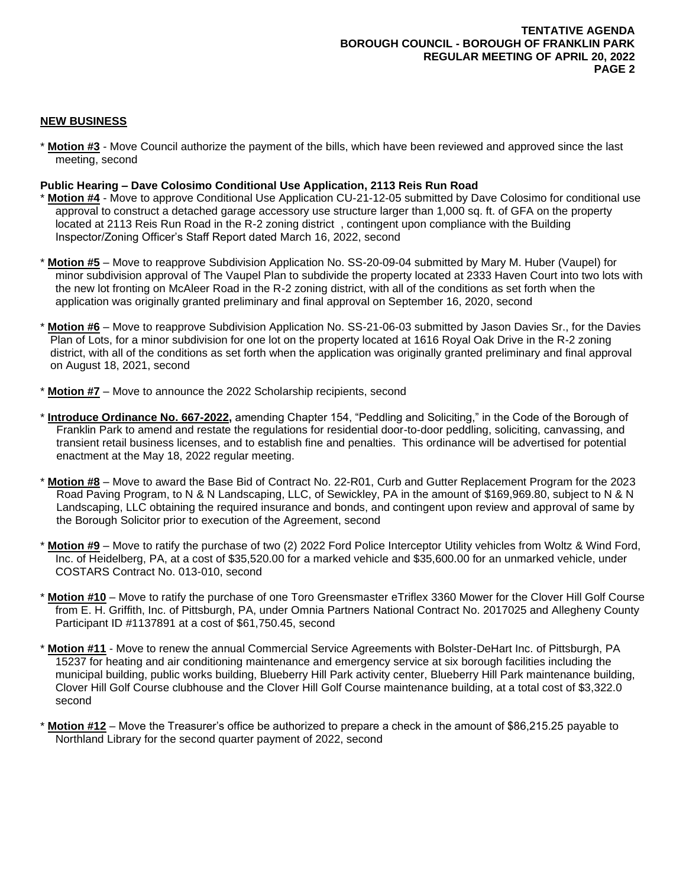## NEW BUSINESS

* **Motion #3** - Move Council authorize the payment of the bills, which have been reviewed and approved since the last meeting, second

**Public Hearing – Dave Colosimo Conditional Use Application, 2113 Reis Run Road**

* **Motion #4** - Move to approve Conditional Use Application CU-21-12-05 submitted by Dave Colosimo for conditional use approval to construct a detached garage accessory use structure larger than 1,000 sq. ft. of GFA on the property located at 2113 Reis Run Road in the R-2 zoning district , contingent upon compliance with the Building Inspector/Zoning Officer's Staff Report dated March 16, 2022, second

* **Motion #5** – Move to reapprove Subdivision Application No. SS-20-09-04 submitted by Mary M. Huber (Vaupel) for minor subdivision approval of The Vaupel Plan to subdivide the property located at 2333 Haven Court into two lots with the new lot fronting on McAleer Road in the R-2 zoning district, with all of the conditions as set forth when the application was originally granted preliminary and final approval on September 16, 2020, second

* **Motion #6** – Move to reapprove Subdivision Application No. SS-21-06-03 submitted by Jason Davies Sr., for the Davies Plan of Lots, for a minor subdivision for one lot on the property located at 1616 Royal Oak Drive in the R-2 zoning district, with all of the conditions as set forth when the application was originally granted preliminary and final approval on August 18, 2021, second

* **Motion #7** – Move to announce the 2022 Scholarship recipients, second

* **Introduce Ordinance No. 667-2022,** amending Chapter 154, "Peddling and Soliciting," in the Code of the Borough of Franklin Park to amend and restate the regulations for residential door-to-door peddling, soliciting, canvassing, and transient retail business licenses, and to establish fine and penalties. This ordinance will be advertised for potential enactment at the May 18, 2022 regular meeting.

* **Motion #8** – Move to award the Base Bid of Contract No. 22-R01, Curb and Gutter Replacement Program for the 2023 Road Paving Program, to N & N Landscaping, LLC, of Sewickley, PA in the amount of $169,969.80, subject to N & N Landscaping, LLC obtaining the required insurance and bonds, and contingent upon review and approval of same by the Borough Solicitor prior to execution of the Agreement, second

* **Motion #9** – Move to ratify the purchase of two (2) 2022 Ford Police Interceptor Utility vehicles from Woltz & Wind Ford, Inc. of Heidelberg, PA, at a cost of $35,520.00 for a marked vehicle and $35,600.00 for an unmarked vehicle, under COSTARS Contract No. 013-010, second

* **Motion #10** – Move to ratify the purchase of one Toro Greensmaster eTriflex 3360 Mower for the Clover Hill Golf Course from E. H. Griffith, Inc. of Pittsburgh, PA, under Omnia Partners National Contract No. 2017025 and Allegheny County Participant ID #1137891 at a cost of $61,750.45, second

* **Motion #11** - Move to renew the annual Commercial Service Agreements with Bolster-DeHart Inc. of Pittsburgh, PA 15237 for heating and air conditioning maintenance and emergency service at six borough facilities including the municipal building, public works building, Blueberry Hill Park activity center, Blueberry Hill Park maintenance building, Clover Hill Golf Course clubhouse and the Clover Hill Golf Course maintenance building, at a total cost of $3,322.0 second

* **Motion #12** – Move the Treasurer's office be authorized to prepare a check in the amount of $86,215.25 payable to Northland Library for the second quarter payment of 2022, second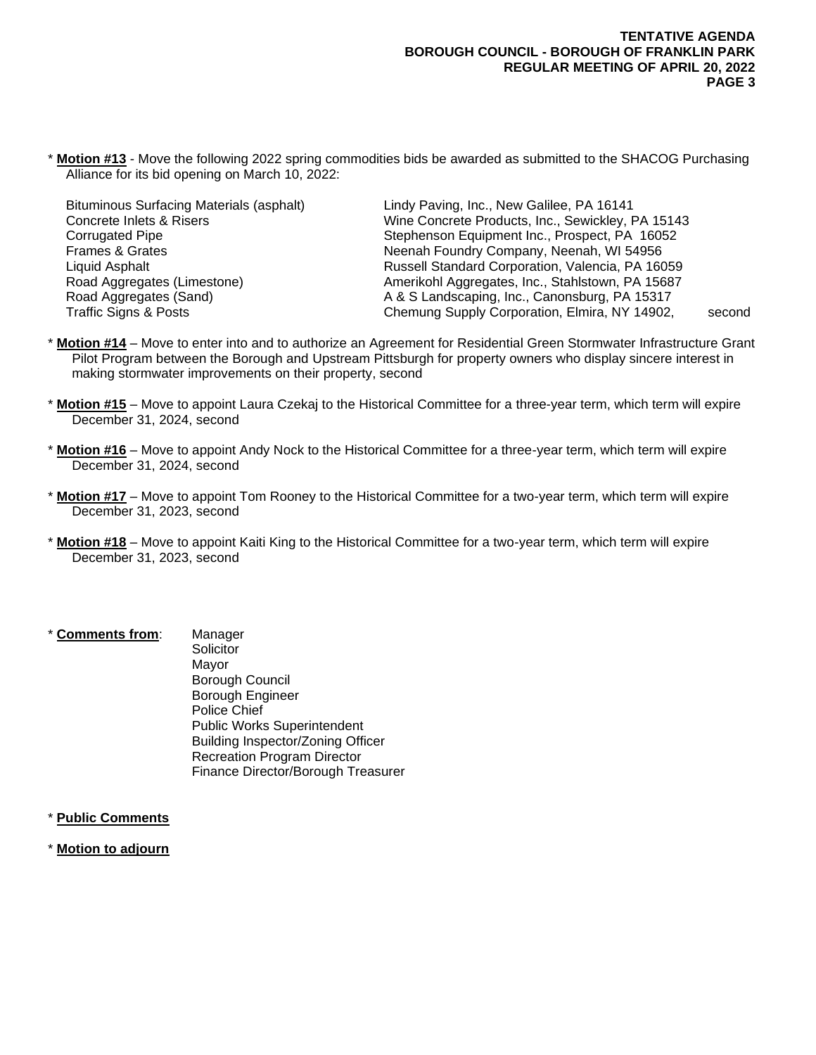\* **Motion #13** - Move the following 2022 spring commodities bids be awarded as submitted to the SHACOG Purchasing Alliance for its bid opening on March 10, 2022:

| | |
|---|---|
| Bituminous Surfacing Materials (asphalt) | Lindy Paving, Inc., New Galilee, PA 16141 |
| Concrete Inlets & Risers | Wine Concrete Products, Inc., Sewickley, PA 15143 |
| Corrugated Pipe | Stephenson Equipment Inc., Prospect, PA 16052 |
| Frames & Grates | Neenah Foundry Company, Neenah, WI 54956 |
| Liquid Asphalt | Russell Standard Corporation, Valencia, PA 16059 |
| Road Aggregates (Limestone) | Amerikohl Aggregates, Inc., Stahlstown, PA 15687 |
| Road Aggregates (Sand) | A & S Landscaping, Inc., Canonsburg, PA 15317 |
| Traffic Signs & Posts | Chemung Supply Corporation, Elmira, NY 14902, second |

\* **Motion #14** – Move to enter into and to authorize an Agreement for Residential Green Stormwater Infrastructure Grant Pilot Program between the Borough and Upstream Pittsburgh for property owners who display sincere interest in making stormwater improvements on their property, second

\* **Motion #15** – Move to appoint Laura Czekaj to the Historical Committee for a three-year term, which term will expire December 31, 2024, second

\* **Motion #16** – Move to appoint Andy Nock to the Historical Committee for a three-year term, which term will expire December 31, 2024, second

\* **Motion #17** – Move to appoint Tom Rooney to the Historical Committee for a two-year term, which term will expire December 31, 2023, second

\* **Motion #18** – Move to appoint Kaiti King to the Historical Committee for a two-year term, which term will expire December 31, 2023, second

\* **Comments from**:
- Manager
- Solicitor
- Mayor
- Borough Council
- Borough Engineer
- Police Chief
- Public Works Superintendent
- Building Inspector/Zoning Officer
- Recreation Program Director
- Finance Director/Borough Treasurer

\* **Public Comments**

\* **Motion to adjourn**